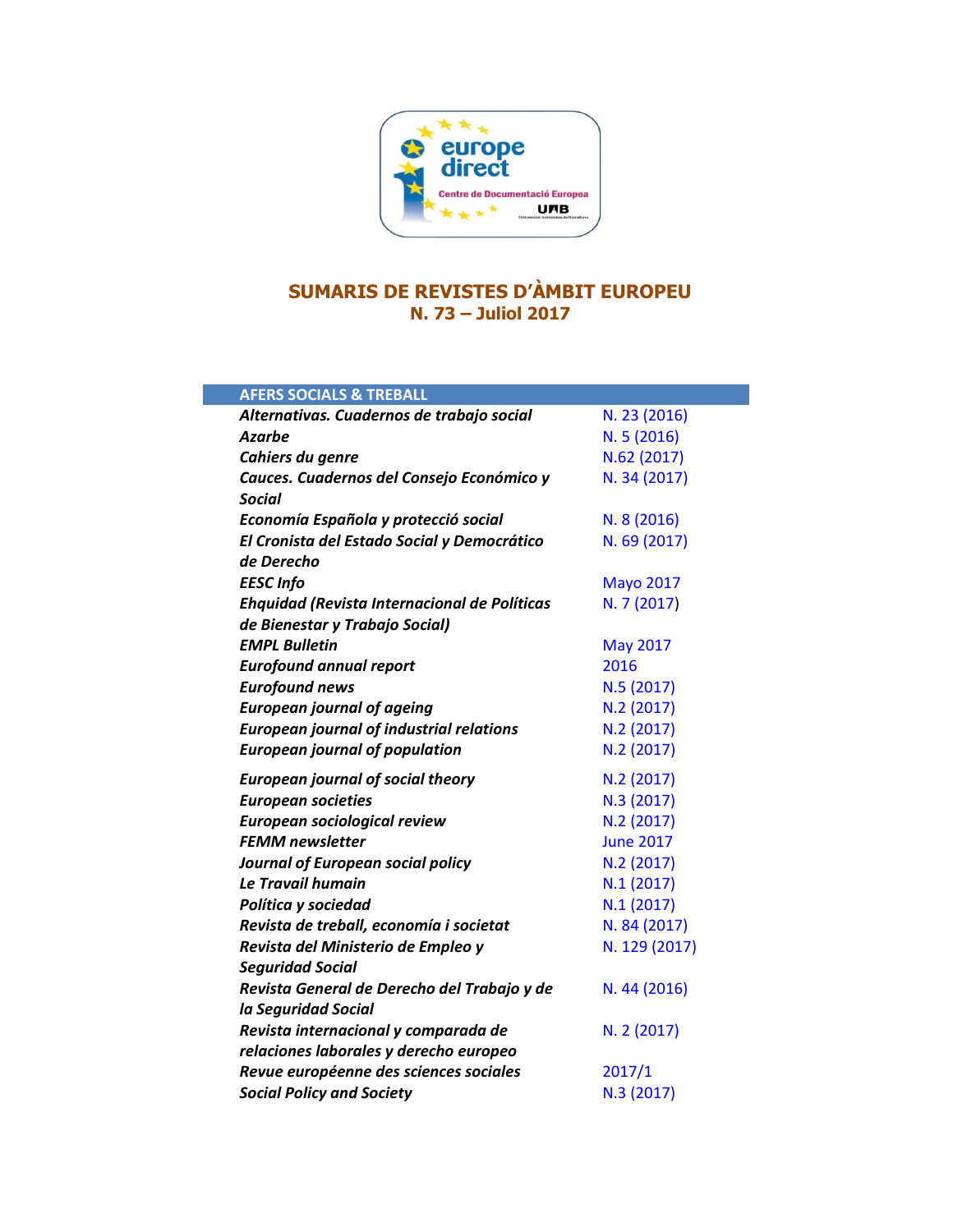# SUMARIS DE REVISTES D'ÀMBIT EUROPEU
## N. 73 – Juliol 2017

| AFERS SOCIALS & TREBALL | |
|---|---|
| ***Alternativas. Cuadernos de trabajo social*** | N. 23 (2016) |
| ***Azarbe*** | N. 5 (2016) |
| ***Cahiers du genre*** | N.62 (2017) |
| ***Cauces. Cuadernos del Consejo Económico y Social*** | N. 34 (2017) |
| ***Economía Española y protecció social*** | N. 8 (2016) |
| ***El Cronista del Estado Social y Democrático de Derecho*** | N. 69 (2017) |
| ***EESC Info*** | Mayo 2017 |
| ***Ehquidad (Revista Internacional de Políticas de Bienestar y Trabajo Social)*** | N. 7 (2017) |
| ***EMPL Bulletin*** | May 2017 |
| ***Eurofound annual report*** | 2016 |
| ***Eurofound news*** | N.5 (2017) |
| ***European journal of ageing*** | N.2 (2017) |
| ***European journal of industrial relations*** | N.2 (2017) |
| ***European journal of population*** | N.2 (2017) |
| ***European journal of social theory*** | N.2 (2017) |
| ***European societies*** | N.3 (2017) |
| ***European sociological review*** | N.2 (2017) |
| ***FEMM newsletter*** | June 2017 |
| ***Journal of European social policy*** | N.2 (2017) |
| ***Le Travail humain*** | N.1 (2017) |
| ***Política y sociedad*** | N.1 (2017) |
| ***Revista de treball, economía i societat*** | N. 84 (2017) |
| ***Revista del Ministerio de Empleo y Seguridad Social*** | N. 129 (2017) |
| ***Revista General de Derecho del Trabajo y de la Seguridad Social*** | N. 44 (2016) |
| ***Revista internacional y comparada de relaciones laborales y derecho europeo*** | N. 2 (2017) |
| ***Revue européenne des sciences sociales*** | 2017/1 |
| ***Social Policy and Society*** | N.3 (2017) |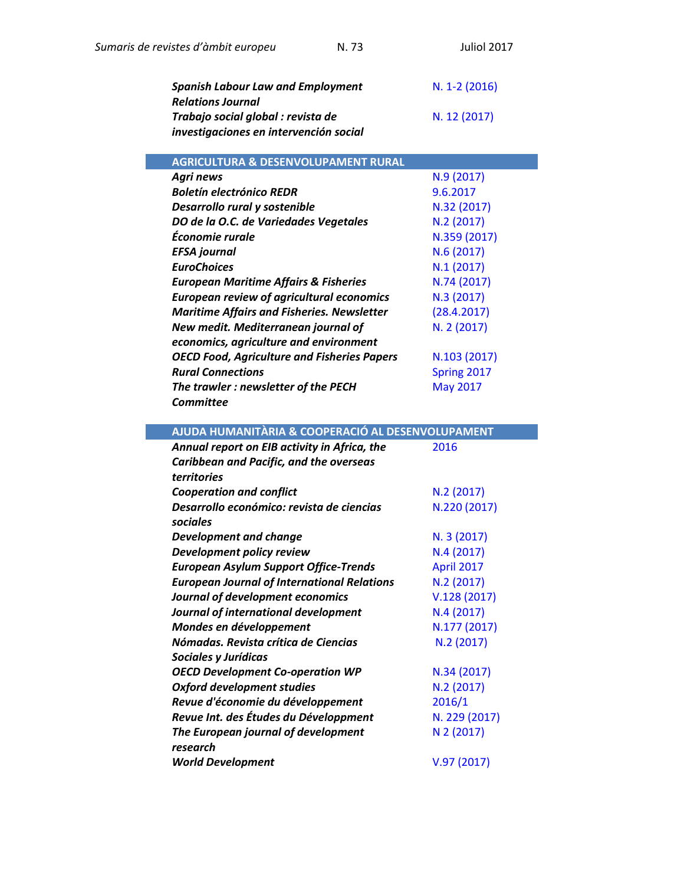| | |
|---|---|
| ***Spanish Labour Law and Employment Relations Journal*** | N. 1-2 (2016) |
| ***Trabajo social global : revista de investigaciones en intervención social*** | N. 12 (2017) |

## AGRICULTURA & DESENVOLUPAMENT RURAL

| | |
|---|---|
| ***Agri news*** | N.9 (2017) |
| ***Boletín electrónico REDR*** | 9.6.2017 |
| ***Desarrollo rural y sostenible*** | N.32 (2017) |
| ***DO de la O.C. de Variedades Vegetales*** | N.2 (2017) |
| ***Économie rurale*** | N.359 (2017) |
| ***EFSA journal*** | N.6 (2017) |
| ***EuroChoices*** | N.1 (2017) |
| ***European Maritime Affairs & Fisheries*** | N.74 (2017) |
| ***European review of agricultural economics*** | N.3 (2017) |
| ***Maritime Affairs and Fisheries. Newsletter*** | (28.4.2017) |
| ***New medit. Mediterranean journal of economics, agriculture and environment*** | N. 2 (2017) |
| ***OECD Food, Agriculture and Fisheries Papers*** | N.103 (2017) |
| ***Rural Connections*** | Spring 2017 |
| ***The trawler : newsletter of the PECH Committee*** | May 2017 |

## AJUDA HUMANITÀRIA & COOPERACIÓ AL DESENVOLUPAMENT

| | |
|---|---|
| ***Annual report on EIB activity in Africa, the Caribbean and Pacific, and the overseas territories*** | 2016 |
| ***Cooperation and conflict*** | N.2 (2017) |
| ***Desarrollo económico: revista de ciencias sociales*** | N.220 (2017) |
| ***Development and change*** | N. 3 (2017) |
| ***Development policy review*** | N.4 (2017) |
| ***European Asylum Support Office-Trends*** | April 2017 |
| ***European Journal of International Relations*** | N.2 (2017) |
| ***Journal of development economics*** | V.128 (2017) |
| ***Journal of international development*** | N.4 (2017) |
| ***Mondes en développement*** | N.177 (2017) |
| ***Nómadas. Revista crítica de Ciencias Sociales y Jurídicas*** | N.2 (2017) |
| ***OECD Development Co-operation WP*** | N.34 (2017) |
| ***Oxford development studies*** | N.2 (2017) |
| ***Revue d'économie du développement*** | 2016/1 |
| ***Revue Int. des Études du Développment*** | N. 229 (2017) |
| ***The European journal of development research*** | N 2 (2017) |
| ***World Development*** | V.97 (2017) |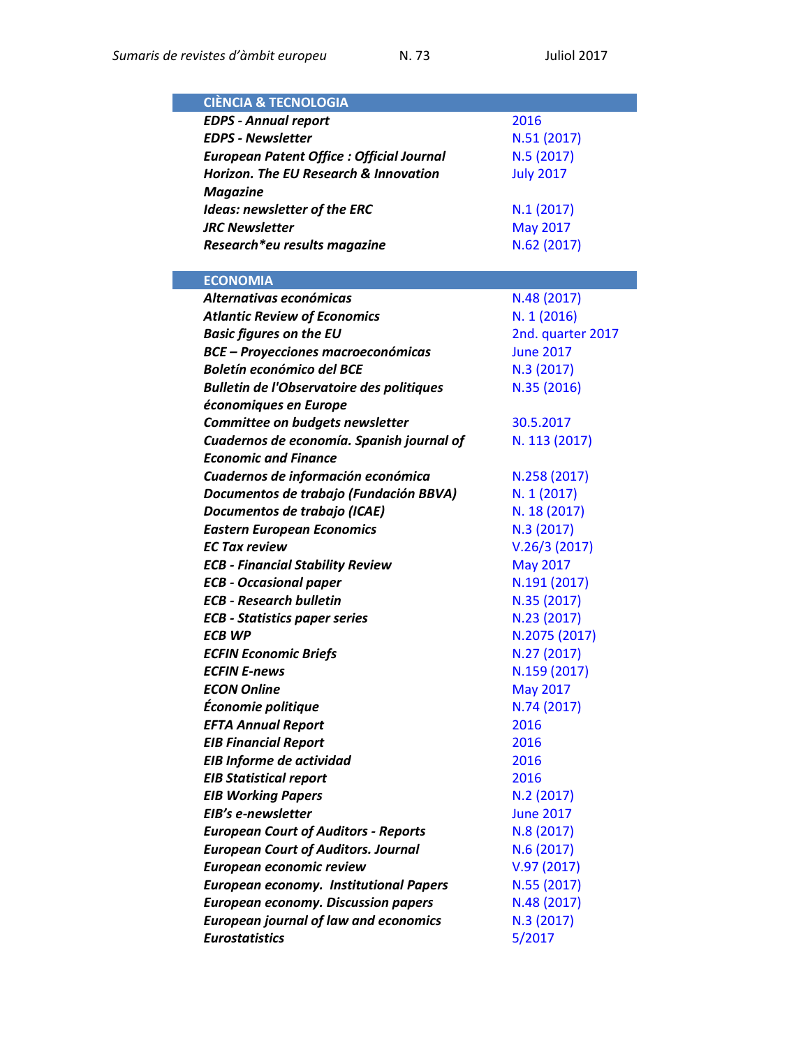| CIÈNCIA & TECNOLOGIA | |
|---|---|
| ***EDPS - Annual report*** | 2016 |
| ***EDPS - Newsletter*** | N.51 (2017) |
| ***European Patent Office : Official Journal*** | N.5 (2017) |
| ***Horizon. The EU Research & Innovation Magazine*** | July 2017 |
| ***Ideas: newsletter of the ERC*** | N.1 (2017) |
| ***JRC Newsletter*** | May 2017 |
| ***Research*eu results magazine*** | N.62 (2017) |

| ECONOMIA | |
|---|---|
| ***Alternativas económicas*** | N.48 (2017) |
| ***Atlantic Review of Economics*** | N. 1 (2016) |
| ***Basic figures on the EU*** | 2nd. quarter 2017 |
| ***BCE – Proyecciones macroeconómicas*** | June 2017 |
| ***Boletín económico del BCE*** | N.3 (2017) |
| ***Bulletin de l'Observatoire des politiques économiques en Europe*** | N.35 (2016) |
| ***Committee on budgets newsletter*** | 30.5.2017 |
| ***Cuadernos de economía. Spanish journal of Economic and Finance*** | N. 113 (2017) |
| ***Cuadernos de información económica*** | N.258 (2017) |
| ***Documentos de trabajo (Fundación BBVA)*** | N. 1 (2017) |
| ***Documentos de trabajo (ICAE)*** | N. 18 (2017) |
| ***Eastern European Economics*** | N.3 (2017) |
| ***EC Tax review*** | V.26/3 (2017) |
| ***ECB - Financial Stability Review*** | May 2017 |
| ***ECB - Occasional paper*** | N.191 (2017) |
| ***ECB - Research bulletin*** | N.35 (2017) |
| ***ECB - Statistics paper series*** | N.23 (2017) |
| ***ECB WP*** | N.2075 (2017) |
| ***ECFIN Economic Briefs*** | N.27 (2017) |
| ***ECFIN E-news*** | N.159 (2017) |
| ***ECON Online*** | May 2017 |
| ***Économie politique*** | N.74 (2017) |
| ***EFTA Annual Report*** | 2016 |
| ***EIB Financial Report*** | 2016 |
| ***EIB Informe de actividad*** | 2016 |
| ***EIB Statistical report*** | 2016 |
| ***EIB Working Papers*** | N.2 (2017) |
| ***EIB's e-newsletter*** | June 2017 |
| ***European Court of Auditors - Reports*** | N.8 (2017) |
| ***European Court of Auditors. Journal*** | N.6 (2017) |
| ***European economic review*** | V.97 (2017) |
| ***European economy. Institutional Papers*** | N.55 (2017) |
| ***European economy. Discussion papers*** | N.48 (2017) |
| ***European journal of law and economics*** | N.3 (2017) |
| ***Eurostatistics*** | 5/2017 |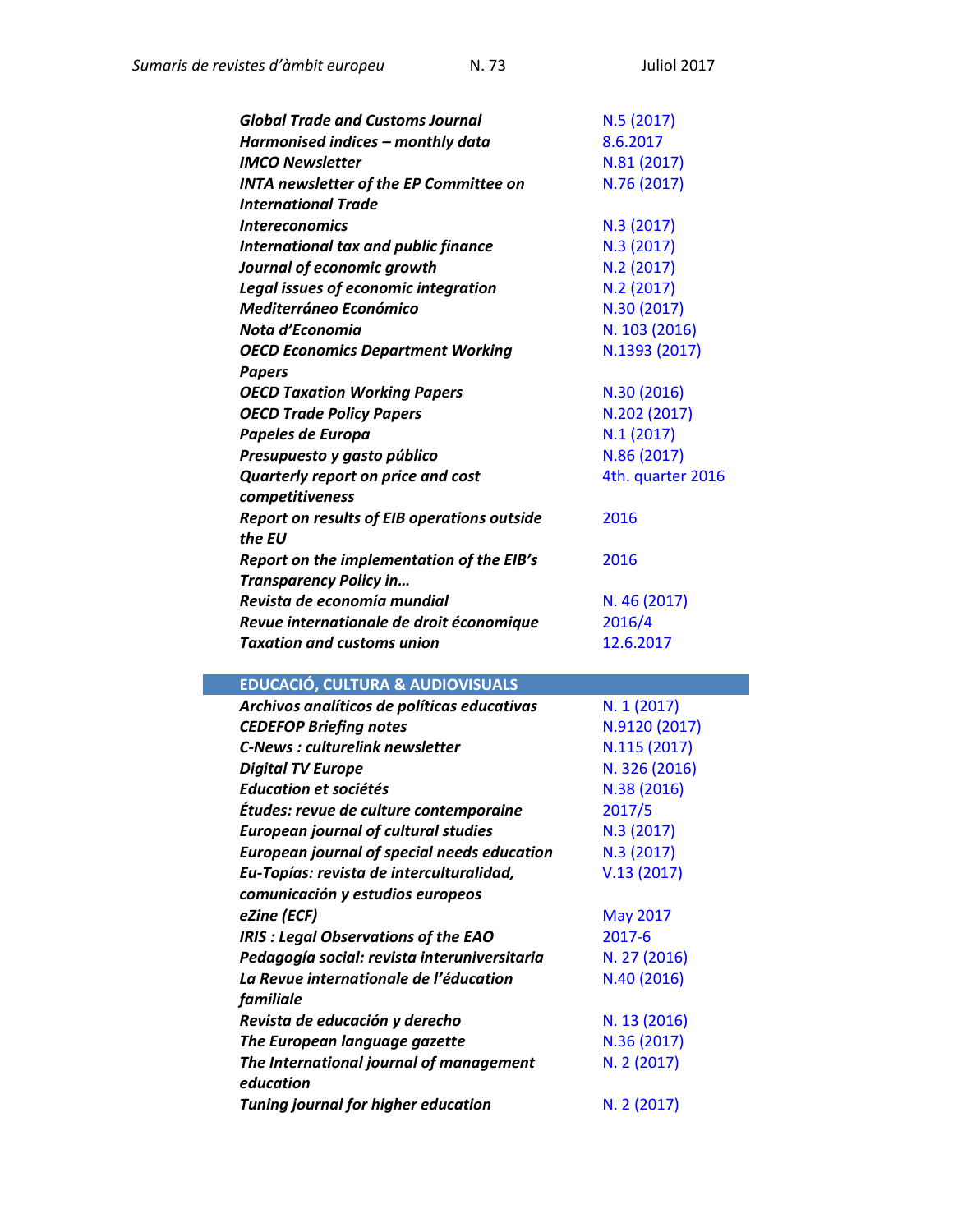| | |
|---|---|
| ***Global Trade and Customs Journal*** | N.5 (2017) |
| ***Harmonised indices – monthly data*** | 8.6.2017 |
| ***IMCO Newsletter*** | N.81 (2017) |
| ***INTA newsletter of the EP Committee on International Trade*** | N.76 (2017) |
| ***Intereconomics*** | N.3 (2017) |
| ***International tax and public finance*** | N.3 (2017) |
| ***Journal of economic growth*** | N.2 (2017) |
| ***Legal issues of economic integration*** | N.2 (2017) |
| ***Mediterráneo Económico*** | N.30 (2017) |
| ***Nota d'Economia*** | N. 103 (2016) |
| ***OECD Economics Department Working Papers*** | N.1393 (2017) |
| ***OECD Taxation Working Papers*** | N.30 (2016) |
| ***OECD Trade Policy Papers*** | N.202 (2017) |
| ***Papeles de Europa*** | N.1 (2017) |
| ***Presupuesto y gasto público*** | N.86 (2017) |
| ***Quarterly report on price and cost competitiveness*** | 4th. quarter 2016 |
| ***Report on results of EIB operations outside the EU*** | 2016 |
| ***Report on the implementation of the EIB's Transparency Policy in…*** | 2016 |
| ***Revista de economía mundial*** | N. 46 (2017) |
| ***Revue internationale de droit économique*** | 2016/4 |
| ***Taxation and customs union*** | 12.6.2017 |

## EDUCACIÓ, CULTURA & AUDIOVISUALS

| | |
|---|---|
| ***Archivos analíticos de políticas educativas*** | N. 1 (2017) |
| ***CEDEFOP Briefing notes*** | N.9120 (2017) |
| ***C-News : culturelink newsletter*** | N.115 (2017) |
| ***Digital TV Europe*** | N. 326 (2016) |
| ***Education et sociétés*** | N.38 (2016) |
| ***Études: revue de culture contemporaine*** | 2017/5 |
| ***European journal of cultural studies*** | N.3 (2017) |
| ***European journal of special needs education*** | N.3 (2017) |
| ***Eu-Topías: revista de interculturalidad, comunicación y estudios europeos*** | V.13 (2017) |
| ***eZine (ECF)*** | May 2017 |
| ***IRIS : Legal Observations of the EAO*** | 2017-6 |
| ***Pedagogía social: revista interuniversitaria*** | N. 27 (2016) |
| ***La Revue internationale de l'éducation familiale*** | N.40 (2016) |
| ***Revista de educación y derecho*** | N. 13 (2016) |
| ***The European language gazette*** | N.36 (2017) |
| ***The International journal of management education*** | N. 2 (2017) |
| ***Tuning journal for higher education*** | N. 2 (2017) |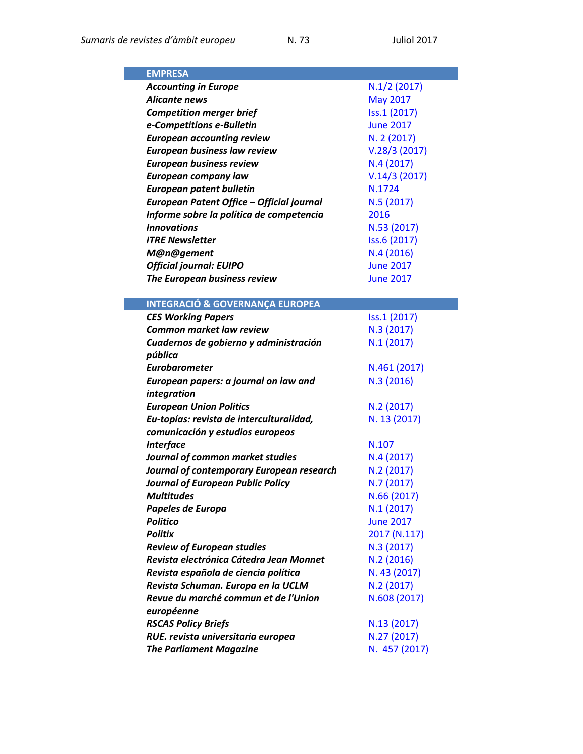| EMPRESA | |
|---|---|
| ***Accounting in Europe*** | N.1/2 (2017) |
| ***Alicante news*** | May 2017 |
| ***Competition merger brief*** | Iss.1 (2017) |
| ***e-Competitions e-Bulletin*** | June 2017 |
| ***European accounting review*** | N. 2 (2017) |
| ***European business law review*** | V.28/3 (2017) |
| ***European business review*** | N.4 (2017) |
| ***European company law*** | V.14/3 (2017) |
| ***European patent bulletin*** | N.1724 |
| ***European Patent Office – Official journal*** | N.5 (2017) |
| ***Informe sobre la política de competencia*** | 2016 |
| ***Innovations*** | N.53 (2017) |
| ***ITRE Newsletter*** | Iss.6 (2017) |
| ***M@n@gement*** | N.4 (2016) |
| ***Official journal: EUIPO*** | June 2017 |
| ***The European business review*** | June 2017 |

| INTEGRACIÓ & GOVERNANÇA EUROPEA | |
|---|---|
| ***CES Working Papers*** | Iss.1 (2017) |
| ***Common market law review*** | N.3 (2017) |
| ***Cuadernos de gobierno y administración pública*** | N.1 (2017) |
| ***Eurobarometer*** | N.461 (2017) |
| ***European papers: a journal on law and integration*** | N.3 (2016) |
| ***European Union Politics*** | N.2 (2017) |
| ***Eu-topías: revista de interculturalidad, comunicación y estudios europeos*** | N. 13 (2017) |
| ***Interface*** | N.107 |
| ***Journal of common market studies*** | N.4 (2017) |
| ***Journal of contemporary European research*** | N.2 (2017) |
| ***Journal of European Public Policy*** | N.7 (2017) |
| ***Multitudes*** | N.66 (2017) |
| ***Papeles de Europa*** | N.1 (2017) |
| ***Politico*** | June 2017 |
| ***Politix*** | 2017 (N.117) |
| ***Review of European studies*** | N.3 (2017) |
| ***Revista electrónica Cátedra Jean Monnet*** | N.2 (2016) |
| ***Revista española de ciencia política*** | N. 43 (2017) |
| ***Revista Schuman. Europa en la UCLM*** | N.2 (2017) |
| ***Revue du marché commun et de l'Union européenne*** | N.608 (2017) |
| ***RSCAS Policy Briefs*** | N.13 (2017) |
| ***RUE. revista universitaria europea*** | N.27 (2017) |
| ***The Parliament Magazine*** | N. 457 (2017) |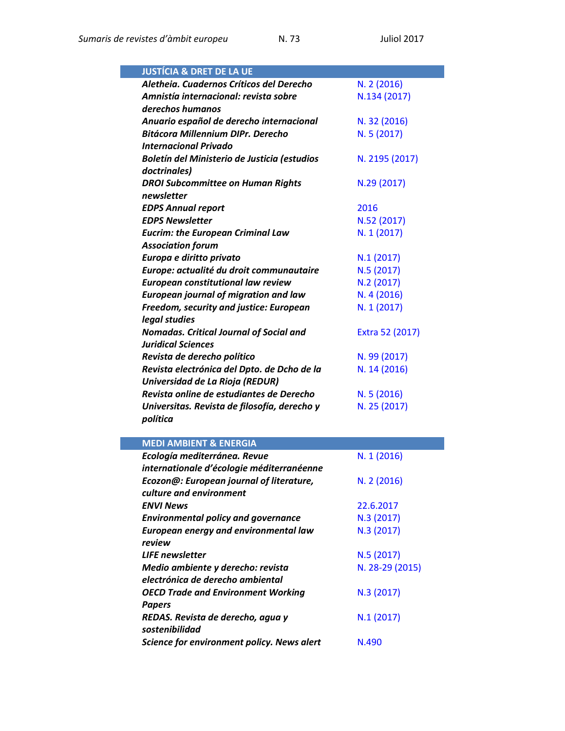| JUSTÍCIA & DRET DE LA UE | |
|---|---|
| ***Aletheia. Cuadernos Críticos del Derecho*** | N. 2 (2016) |
| ***Amnistía internacional: revista sobre derechos humanos*** | N.134 (2017) |
| ***Anuario español de derecho internacional*** | N. 32 (2016) |
| ***Bitácora Millennium DIPr. Derecho Internacional Privado*** | N. 5 (2017) |
| ***Boletín del Ministerio de Justicia (estudios doctrinales)*** | N. 2195 (2017) |
| ***DROI Subcommittee on Human Rights newsletter*** | N.29 (2017) |
| ***EDPS Annual report*** | 2016 |
| ***EDPS Newsletter*** | N.52 (2017) |
| ***Eucrim: the European Criminal Law Association forum*** | N. 1 (2017) |
| ***Europa e diritto privato*** | N.1 (2017) |
| ***Europe: actualité du droit communautaire*** | N.5 (2017) |
| ***European constitutional law review*** | N.2 (2017) |
| ***European journal of migration and law*** | N. 4 (2016) |
| ***Freedom, security and justice: European legal studies*** | N. 1 (2017) |
| ***Nomadas. Critical Journal of Social and Juridical Sciences*** | Extra 52 (2017) |
| ***Revista de derecho político*** | N. 99 (2017) |
| ***Revista electrónica del Dpto. de Dcho de la Universidad de La Rioja (REDUR)*** | N. 14 (2016) |
| ***Revista online de estudiantes de Derecho*** | N. 5 (2016) |
| ***Universitas. Revista de filosofía, derecho y política*** | N. 25 (2017) |

| MEDI AMBIENT & ENERGIA | |
|---|---|
| ***Ecología mediterránea. Revue internationale d'écologie méditerranéenne*** | N. 1 (2016) |
| ***Ecozon@: European journal of literature, culture and environment*** | N. 2 (2016) |
| ***ENVI News*** | 22.6.2017 |
| ***Environmental policy and governance*** | N.3 (2017) |
| ***European energy and environmental law review*** | N.3 (2017) |
| ***LIFE newsletter*** | N.5 (2017) |
| ***Medio ambiente y derecho: revista electrónica de derecho ambiental*** | N. 28-29 (2015) |
| ***OECD Trade and Environment Working Papers*** | N.3 (2017) |
| ***REDAS. Revista de derecho, agua y sostenibilidad*** | N.1 (2017) |
| ***Science for environment policy. News alert*** | N.490 |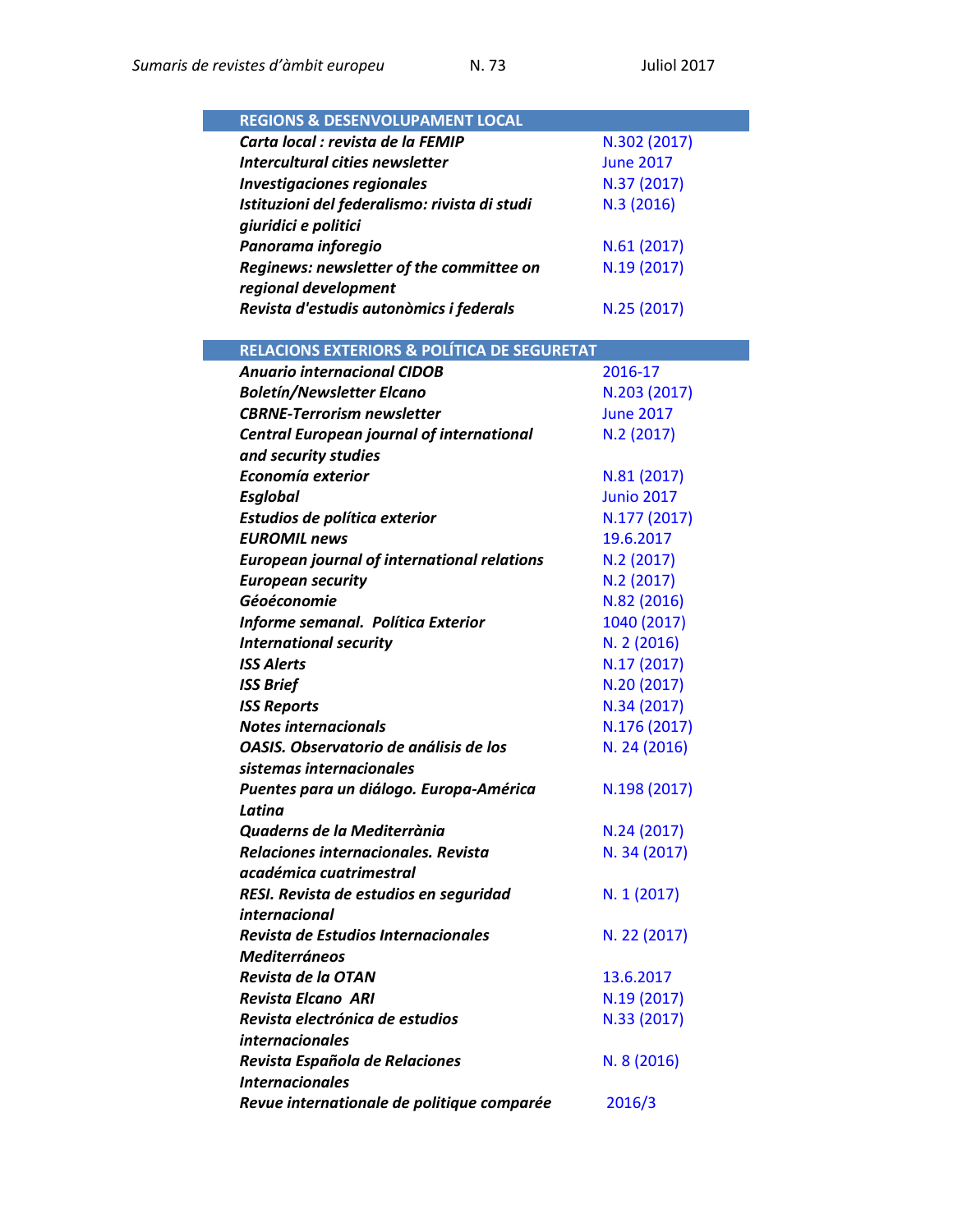| REGIONS & DESENVOLUPAMENT LOCAL | |
|---|---|
| ***Carta local : revista de la FEMIP*** | N.302 (2017) |
| ***Intercultural cities newsletter*** | June 2017 |
| ***Investigaciones regionales*** | N.37 (2017) |
| ***Istituzioni del federalismo: rivista di studi giuridici e politici*** | N.3 (2016) |
| ***Panorama inforegio*** | N.61 (2017) |
| ***Reginews: newsletter of the committee on regional development*** | N.19 (2017) |
| ***Revista d'estudis autonòmics i federals*** | N.25 (2017) |

| RELACIONS EXTERIORS & POLÍTICA DE SEGURETAT | |
|---|---|
| ***Anuario internacional CIDOB*** | 2016-17 |
| ***Boletín/Newsletter Elcano*** | N.203 (2017) |
| ***CBRNE-Terrorism newsletter*** | June 2017 |
| ***Central European journal of international and security studies*** | N.2 (2017) |
| ***Economía exterior*** | N.81 (2017) |
| ***Esglobal*** | Junio 2017 |
| ***Estudios de política exterior*** | N.177 (2017) |
| ***EUROMIL news*** | 19.6.2017 |
| ***European journal of international relations*** | N.2 (2017) |
| ***European security*** | N.2 (2017) |
| ***Géoéconomie*** | N.82 (2016) |
| ***Informe semanal. Política Exterior*** | 1040 (2017) |
| ***International security*** | N. 2 (2016) |
| ***ISS Alerts*** | N.17 (2017) |
| ***ISS Brief*** | N.20 (2017) |
| ***ISS Reports*** | N.34 (2017) |
| ***Notes internacionals*** | N.176 (2017) |
| ***OASIS. Observatorio de análisis de los sistemas internacionales*** | N. 24 (2016) |
| ***Puentes para un diálogo. Europa-América Latina*** | N.198 (2017) |
| ***Quaderns de la Mediterrània*** | N.24 (2017) |
| ***Relaciones internacionales. Revista académica cuatrimestral*** | N. 34 (2017) |
| ***RESI. Revista de estudios en seguridad internacional*** | N. 1 (2017) |
| ***Revista de Estudios Internacionales Mediterráneos*** | N. 22 (2017) |
| ***Revista de la OTAN*** | 13.6.2017 |
| ***Revista Elcano ARI*** | N.19 (2017) |
| ***Revista electrónica de estudios internacionales*** | N.33 (2017) |
| ***Revista Española de Relaciones Internacionales*** | N. 8 (2016) |
| ***Revue internationale de politique comparée*** | 2016/3 |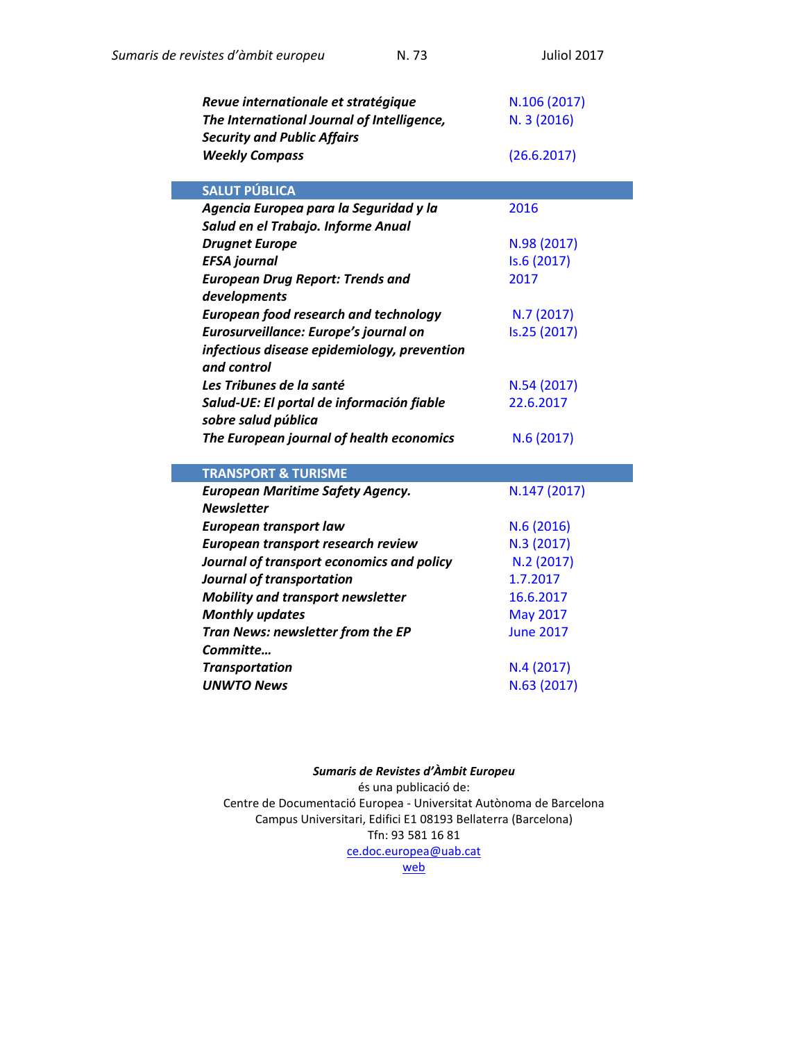| | |
|---|---|
| ***Revue internationale et stratégique*** | N.106 (2017) |
| ***The International Journal of Intelligence, Security and Public Affairs*** | N. 3 (2016) |
| ***Weekly Compass*** | (26.6.2017) |

## SALUT PÚBLICA

| | |
|---|---|
| ***Agencia Europea para la Seguridad y la Salud en el Trabajo. Informe Anual*** | 2016 |
| ***Drugnet Europe*** | N.98 (2017) |
| ***EFSA journal*** | Is.6 (2017) |
| ***European Drug Report: Trends and developments*** | 2017 |
| ***European food research and technology*** | N.7 (2017) |
| ***Eurosurveillance: Europe's journal on infectious disease epidemiology, prevention and control*** | Is.25 (2017) |
| ***Les Tribunes de la santé*** | N.54 (2017) |
| ***Salud-UE: El portal de información fiable sobre salud pública*** | 22.6.2017 |
| ***The European journal of health economics*** | N.6 (2017) |

## TRANSPORT & TURISME

| | |
|---|---|
| ***European Maritime Safety Agency. Newsletter*** | N.147 (2017) |
| ***European transport law*** | N.6 (2016) |
| ***European transport research review*** | N.3 (2017) |
| ***Journal of transport economics and policy*** | N.2 (2017) |
| ***Journal of transportation*** | 1.7.2017 |
| ***Mobility and transport newsletter*** | 16.6.2017 |
| ***Monthly updates*** | May 2017 |
| ***Tran News: newsletter from the EP Committe…*** | June 2017 |
| ***Transportation*** | N.4 (2017) |
| ***UNWTO News*** | N.63 (2017) |

***Sumaris de Revistes d'Àmbit Europeu***
és una publicació de:
Centre de Documentació Europea - Universitat Autònoma de Barcelona
Campus Universitari, Edifici E1 08193 Bellaterra (Barcelona)
Tfn: 93 581 16 81
ce.doc.europea@uab.cat
web